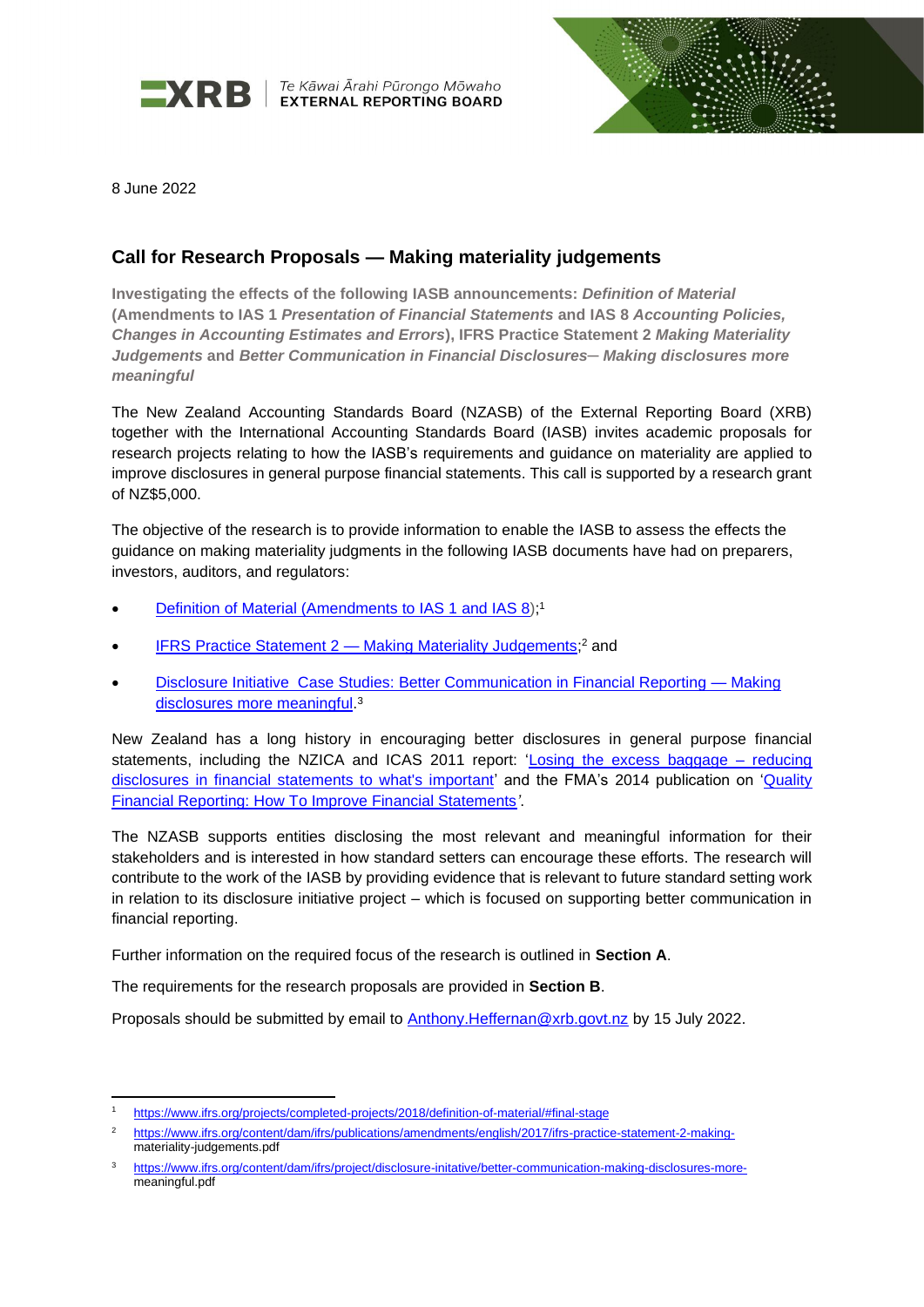XRB | Te Kāwai Ārahi Pūrongo Mōwaho
EXTERNAL REPORTING BOARD

8 June 2022

## Call for Research Proposals — Making materiality judgements

**Investigating the effects of the following IASB announcements: *Definition of Material* (Amendments to IAS 1 *Presentation of Financial Statements* and IAS 8 *Accounting Policies, Changes in Accounting Estimates and Errors*), IFRS Practice Statement 2 *Making Materiality Judgements* and *Better Communication in Financial Disclosures– Making disclosures more meaningful***

The New Zealand Accounting Standards Board (NZASB) of the External Reporting Board (XRB) together with the International Accounting Standards Board (IASB) invites academic proposals for research projects relating to how the IASB's requirements and guidance on materiality are applied to improve disclosures in general purpose financial statements. This call is supported by a research grant of NZ$5,000.

The objective of the research is to provide information to enable the IASB to assess the effects the guidance on making materiality judgments in the following IASB documents have had on preparers, investors, auditors, and regulators:

- Definition of Material (Amendments to IAS 1 and IAS 8);[1]
- IFRS Practice Statement 2 — Making Materiality Judgements;[2] and
- Disclosure Initiative Case Studies: Better Communication in Financial Reporting — Making disclosures more meaningful.[3]

New Zealand has a long history in encouraging better disclosures in general purpose financial statements, including the NZICA and ICAS 2011 report: 'Losing the excess baggage – reducing disclosures in financial statements to what's important' and the FMA's 2014 publication on 'Quality Financial Reporting: How To Improve Financial Statements*'*.

The NZASB supports entities disclosing the most relevant and meaningful information for their stakeholders and is interested in how standard setters can encourage these efforts. The research will contribute to the work of the IASB by providing evidence that is relevant to future standard setting work in relation to its disclosure initiative project – which is focused on supporting better communication in financial reporting.

Further information on the required focus of the research is outlined in **Section A**.

The requirements for the research proposals are provided in **Section B**.

Proposals should be submitted by email to Anthony.Heffernan@xrb.govt.nz by 15 July 2022.

---

[1] https://www.ifrs.org/projects/completed-projects/2018/definition-of-material/#final-stage

[2] https://www.ifrs.org/content/dam/ifrs/publications/amendments/english/2017/ifrs-practice-statement-2-making-materiality-judgements.pdf

[3] https://www.ifrs.org/content/dam/ifrs/project/disclosure-initative/better-communication-making-disclosures-more-meaningful.pdf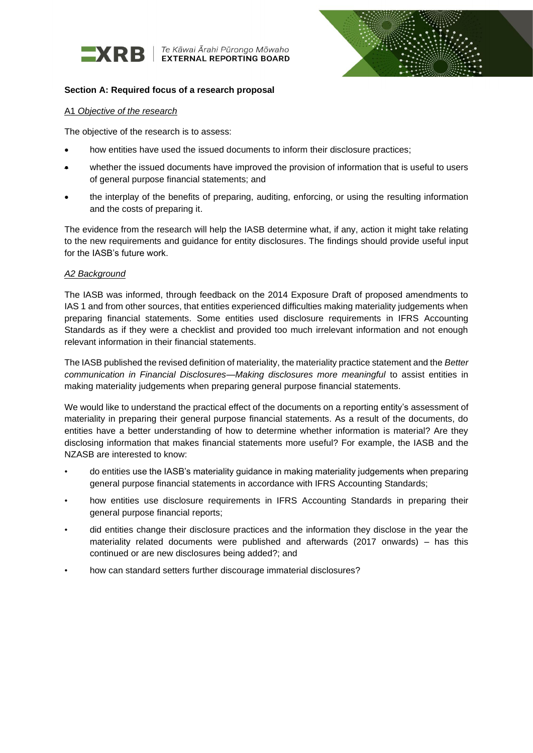**Section A: Required focus of a research proposal**

A1 *Objective of the research*

The objective of the research is to assess:

- how entities have used the issued documents to inform their disclosure practices;
- whether the issued documents have improved the provision of information that is useful to users of general purpose financial statements; and
- the interplay of the benefits of preparing, auditing, enforcing, or using the resulting information and the costs of preparing it.

The evidence from the research will help the IASB determine what, if any, action it might take relating to the new requirements and guidance for entity disclosures. The findings should provide useful input for the IASB's future work.

*A2 Background*

The IASB was informed, through feedback on the 2014 Exposure Draft of proposed amendments to IAS 1 and from other sources, that entities experienced difficulties making materiality judgements when preparing financial statements. Some entities used disclosure requirements in IFRS Accounting Standards as if they were a checklist and provided too much irrelevant information and not enough relevant information in their financial statements.

The IASB published the revised definition of materiality, the materiality practice statement and the *Better communication in Financial Disclosures—Making disclosures more meaningful* to assist entities in making materiality judgements when preparing general purpose financial statements.

We would like to understand the practical effect of the documents on a reporting entity's assessment of materiality in preparing their general purpose financial statements. As a result of the documents, do entities have a better understanding of how to determine whether information is material? Are they disclosing information that makes financial statements more useful? For example, the IASB and the NZASB are interested to know:

- do entities use the IASB's materiality guidance in making materiality judgements when preparing general purpose financial statements in accordance with IFRS Accounting Standards;
- how entities use disclosure requirements in IFRS Accounting Standards in preparing their general purpose financial reports;
- did entities change their disclosure practices and the information they disclose in the year the materiality related documents were published and afterwards (2017 onwards) – has this continued or are new disclosures being added?; and
- how can standard setters further discourage immaterial disclosures?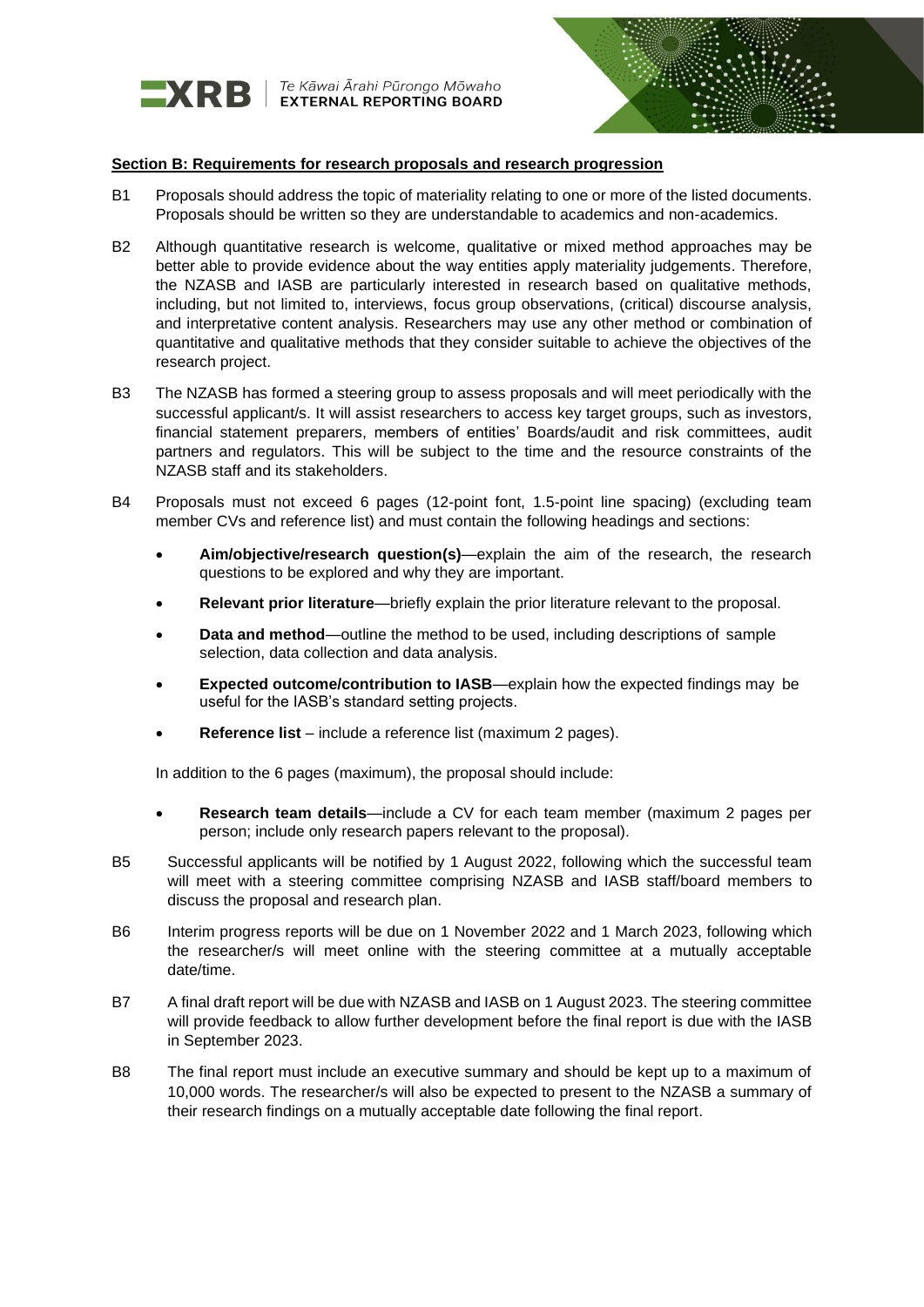**Section B: Requirements for research proposals and research progression**

B1 Proposals should address the topic of materiality relating to one or more of the listed documents. Proposals should be written so they are understandable to academics and non-academics.

B2 Although quantitative research is welcome, qualitative or mixed method approaches may be better able to provide evidence about the way entities apply materiality judgements. Therefore, the NZASB and IASB are particularly interested in research based on qualitative methods, including, but not limited to, interviews, focus group observations, (critical) discourse analysis, and interpretative content analysis. Researchers may use any other method or combination of quantitative and qualitative methods that they consider suitable to achieve the objectives of the research project.

B3 The NZASB has formed a steering group to assess proposals and will meet periodically with the successful applicant/s. It will assist researchers to access key target groups, such as investors, financial statement preparers, members of entities' Boards/audit and risk committees, audit partners and regulators. This will be subject to the time and the resource constraints of the NZASB staff and its stakeholders.

B4 Proposals must not exceed 6 pages (12-point font, 1.5-point line spacing) (excluding team member CVs and reference list) and must contain the following headings and sections:

- **Aim/objective/research question(s)**—explain the aim of the research, the research questions to be explored and why they are important.
- **Relevant prior literature**—briefly explain the prior literature relevant to the proposal.
- **Data and method**—outline the method to be used, including descriptions of sample selection, data collection and data analysis.
- **Expected outcome/contribution to IASB**—explain how the expected findings may be useful for the IASB's standard setting projects.
- **Reference list** – include a reference list (maximum 2 pages).

In addition to the 6 pages (maximum), the proposal should include:

- **Research team details**—include a CV for each team member (maximum 2 pages per person; include only research papers relevant to the proposal).

B5 Successful applicants will be notified by 1 August 2022, following which the successful team will meet with a steering committee comprising NZASB and IASB staff/board members to discuss the proposal and research plan.

B6 Interim progress reports will be due on 1 November 2022 and 1 March 2023, following which the researcher/s will meet online with the steering committee at a mutually acceptable date/time.

B7 A final draft report will be due with NZASB and IASB on 1 August 2023. The steering committee will provide feedback to allow further development before the final report is due with the IASB in September 2023.

B8 The final report must include an executive summary and should be kept up to a maximum of 10,000 words. The researcher/s will also be expected to present to the NZASB a summary of their research findings on a mutually acceptable date following the final report.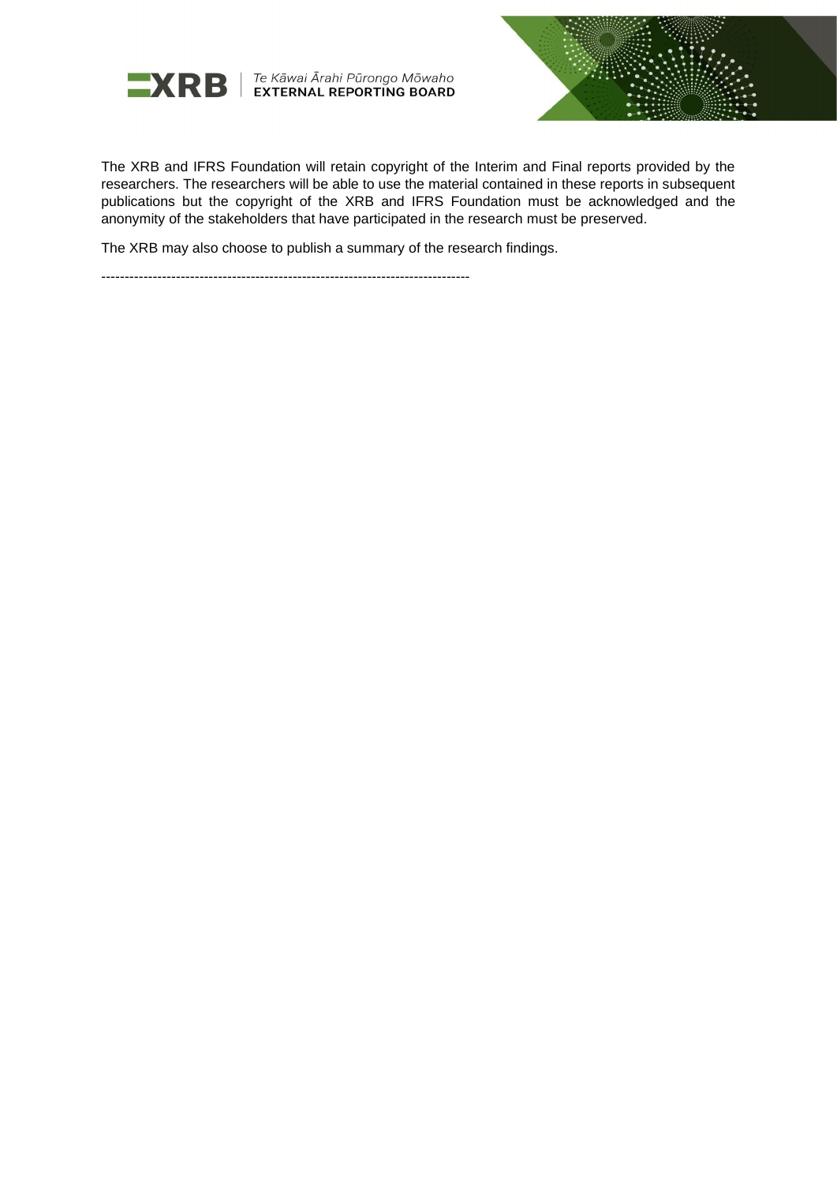The XRB and IFRS Foundation will retain copyright of the Interim and Final reports provided by the researchers. The researchers will be able to use the material contained in these reports in subsequent publications but the copyright of the XRB and IFRS Foundation must be acknowledged and the anonymity of the stakeholders that have participated in the research must be preserved.

The XRB may also choose to publish a summary of the research findings.

-------------------------------------------------------------------------------